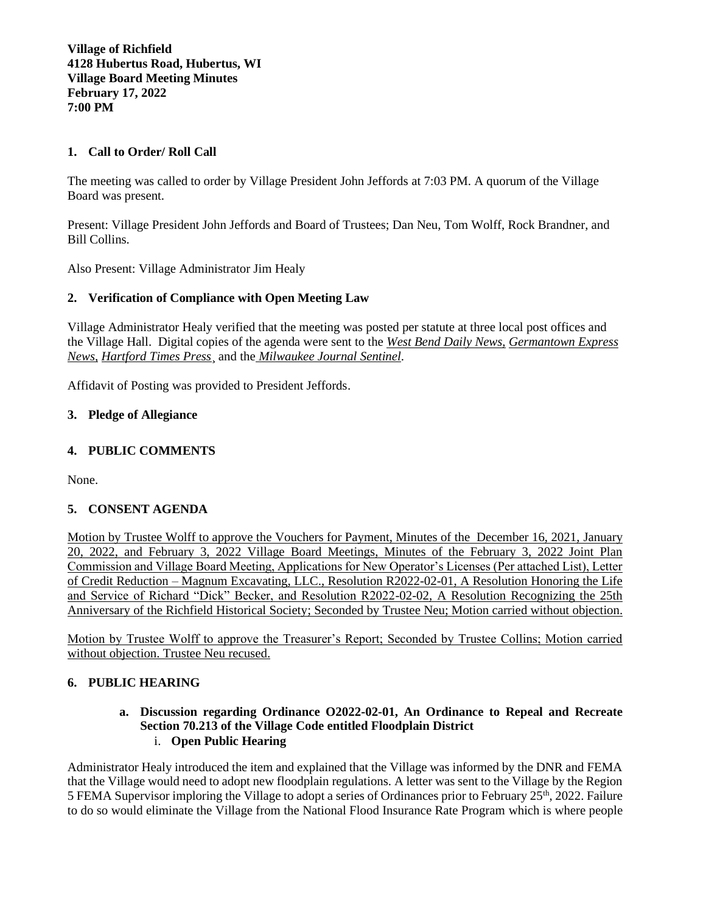**Village of Richfield**
**4128 Hubertus Road, Hubertus, WI**
**Village Board Meeting Minutes**
**February 17, 2022**
**7:00 PM**

## 1. Call to Order/ Roll Call

The meeting was called to order by Village President John Jeffords at 7:03 PM. A quorum of the Village Board was present.

Present: Village President John Jeffords and Board of Trustees; Dan Neu, Tom Wolff, Rock Brandner, and Bill Collins.

Also Present: Village Administrator Jim Healy

## 2. Verification of Compliance with Open Meeting Law

Village Administrator Healy verified that the meeting was posted per statute at three local post offices and the Village Hall. Digital copies of the agenda were sent to the *West Bend Daily News*, *Germantown Express News*, *Hartford Times Press*, and the *Milwaukee Journal Sentinel*.

Affidavit of Posting was provided to President Jeffords.

## 3. Pledge of Allegiance

## 4. PUBLIC COMMENTS

None.

## 5. CONSENT AGENDA

Motion by Trustee Wolff to approve the Vouchers for Payment, Minutes of the December 16, 2021, January 20, 2022, and February 3, 2022 Village Board Meetings, Minutes of the February 3, 2022 Joint Plan Commission and Village Board Meeting, Applications for New Operator's Licenses (Per attached List), Letter of Credit Reduction – Magnum Excavating, LLC., Resolution R2022-02-01, A Resolution Honoring the Life and Service of Richard "Dick" Becker, and Resolution R2022-02-02, A Resolution Recognizing the 25th Anniversary of the Richfield Historical Society; Seconded by Trustee Neu; Motion carried without objection.

Motion by Trustee Wolff to approve the Treasurer's Report; Seconded by Trustee Collins; Motion carried without objection. Trustee Neu recused.

## 6. PUBLIC HEARING

**a. Discussion regarding Ordinance O2022-02-01, An Ordinance to Repeal and Recreate Section 70.213 of the Village Code entitled Floodplain District**

i. **Open Public Hearing**

Administrator Healy introduced the item and explained that the Village was informed by the DNR and FEMA that the Village would need to adopt new floodplain regulations. A letter was sent to the Village by the Region 5 FEMA Supervisor imploring the Village to adopt a series of Ordinances prior to February 25th, 2022. Failure to do so would eliminate the Village from the National Flood Insurance Rate Program which is where people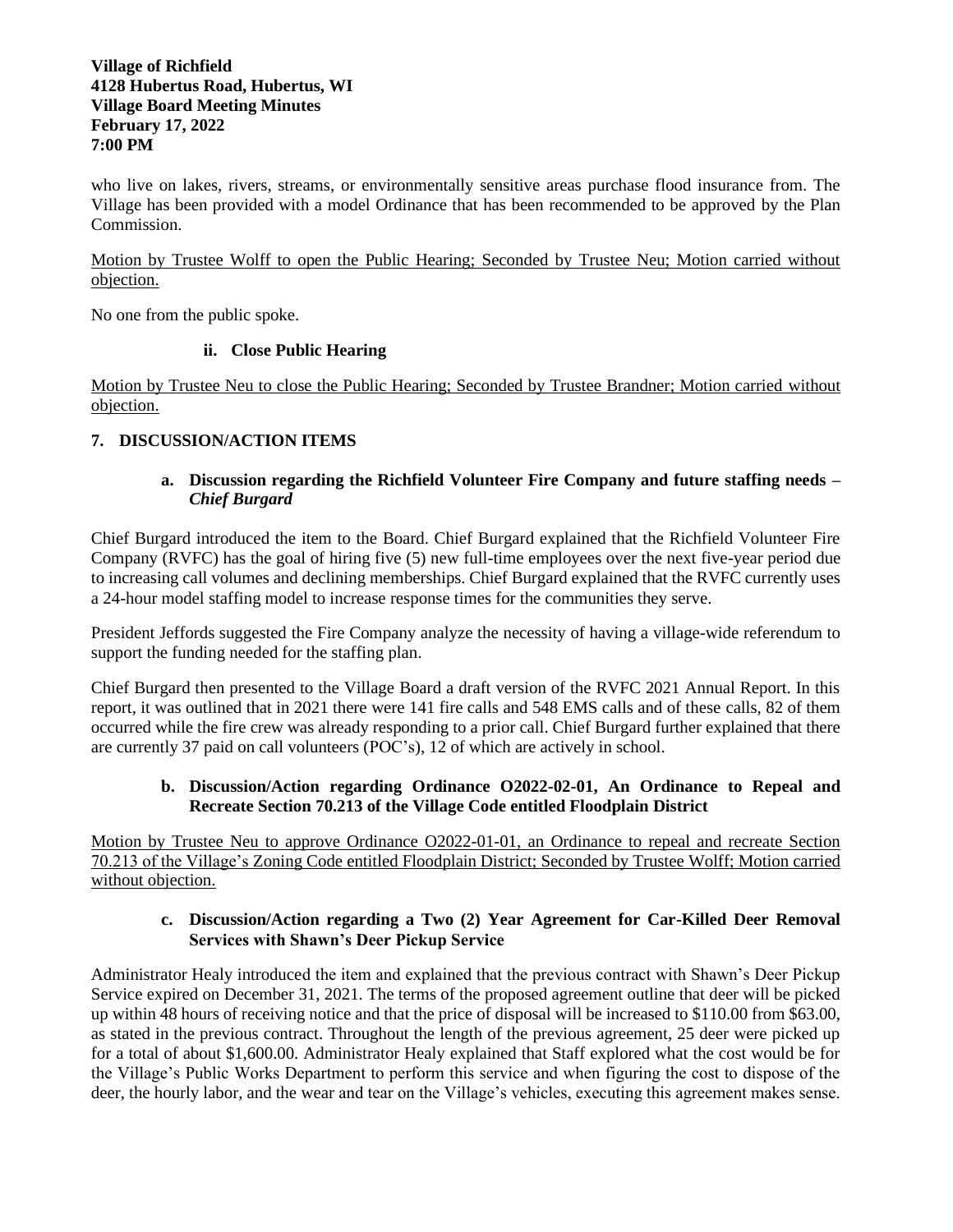who live on lakes, rivers, streams, or environmentally sensitive areas purchase flood insurance from. The Village has been provided with a model Ordinance that has been recommended to be approved by the Plan Commission.

Motion by Trustee Wolff to open the Public Hearing; Seconded by Trustee Neu; Motion carried without objection.

No one from the public spoke.

**ii. Close Public Hearing**

Motion by Trustee Neu to close the Public Hearing; Seconded by Trustee Brandner; Motion carried without objection.

## 7. DISCUSSION/ACTION ITEMS

**a. Discussion regarding the Richfield Volunteer Fire Company and future staffing needs – *Chief Burgard***

Chief Burgard introduced the item to the Board. Chief Burgard explained that the Richfield Volunteer Fire Company (RVFC) has the goal of hiring five (5) new full-time employees over the next five-year period due to increasing call volumes and declining memberships. Chief Burgard explained that the RVFC currently uses a 24-hour model staffing model to increase response times for the communities they serve.

President Jeffords suggested the Fire Company analyze the necessity of having a village-wide referendum to support the funding needed for the staffing plan.

Chief Burgard then presented to the Village Board a draft version of the RVFC 2021 Annual Report. In this report, it was outlined that in 2021 there were 141 fire calls and 548 EMS calls and of these calls, 82 of them occurred while the fire crew was already responding to a prior call. Chief Burgard further explained that there are currently 37 paid on call volunteers (POC's), 12 of which are actively in school.

**b. Discussion/Action regarding Ordinance O2022-02-01, An Ordinance to Repeal and Recreate Section 70.213 of the Village Code entitled Floodplain District**

Motion by Trustee Neu to approve Ordinance O2022-01-01, an Ordinance to repeal and recreate Section 70.213 of the Village's Zoning Code entitled Floodplain District; Seconded by Trustee Wolff; Motion carried without objection.

**c. Discussion/Action regarding a Two (2) Year Agreement for Car-Killed Deer Removal Services with Shawn's Deer Pickup Service**

Administrator Healy introduced the item and explained that the previous contract with Shawn's Deer Pickup Service expired on December 31, 2021. The terms of the proposed agreement outline that deer will be picked up within 48 hours of receiving notice and that the price of disposal will be increased to $110.00 from $63.00, as stated in the previous contract. Throughout the length of the previous agreement, 25 deer were picked up for a total of about $1,600.00. Administrator Healy explained that Staff explored what the cost would be for the Village's Public Works Department to perform this service and when figuring the cost to dispose of the deer, the hourly labor, and the wear and tear on the Village's vehicles, executing this agreement makes sense.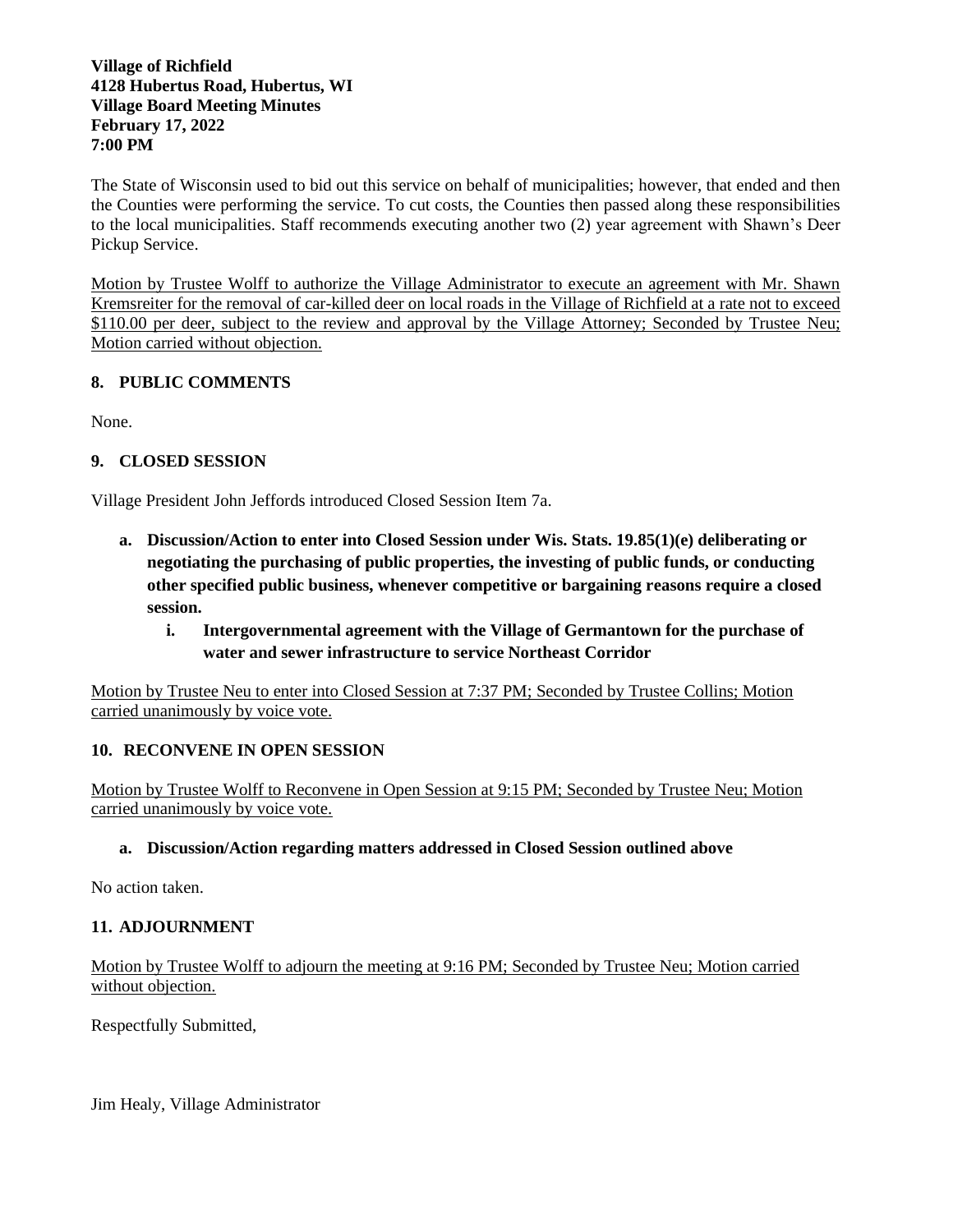**Village of Richfield**
**4128 Hubertus Road, Hubertus, WI**
**Village Board Meeting Minutes**
**February 17, 2022**
**7:00 PM**

The State of Wisconsin used to bid out this service on behalf of municipalities; however, that ended and then the Counties were performing the service. To cut costs, the Counties then passed along these responsibilities to the local municipalities. Staff recommends executing another two (2) year agreement with Shawn's Deer Pickup Service.

<u>Motion by Trustee Wolff to authorize the Village Administrator to execute an agreement with Mr. Shawn Kremsreiter for the removal of car-killed deer on local roads in the Village of Richfield at a rate not to exceed $110.00 per deer, subject to the review and approval by the Village Attorney; Seconded by Trustee Neu; Motion carried without objection.</u>

## 8. PUBLIC COMMENTS

None.

## 9. CLOSED SESSION

Village President John Jeffords introduced Closed Session Item 7a.

- **a. Discussion/Action to enter into Closed Session under Wis. Stats. 19.85(1)(e) deliberating or negotiating the purchasing of public properties, the investing of public funds, or conducting other specified public business, whenever competitive or bargaining reasons require a closed session.**
  - **i. Intergovernmental agreement with the Village of Germantown for the purchase of water and sewer infrastructure to service Northeast Corridor**

<u>Motion by Trustee Neu to enter into Closed Session at 7:37 PM; Seconded by Trustee Collins; Motion carried unanimously by voice vote.</u>

## 10. RECONVENE IN OPEN SESSION

<u>Motion by Trustee Wolff to Reconvene in Open Session at 9:15 PM; Seconded by Trustee Neu; Motion carried unanimously by voice vote.</u>

- **a. Discussion/Action regarding matters addressed in Closed Session outlined above**

No action taken.

## 11. ADJOURNMENT

<u>Motion by Trustee Wolff to adjourn the meeting at 9:16 PM; Seconded by Trustee Neu; Motion carried without objection.</u>

Respectfully Submitted,

Jim Healy, Village Administrator